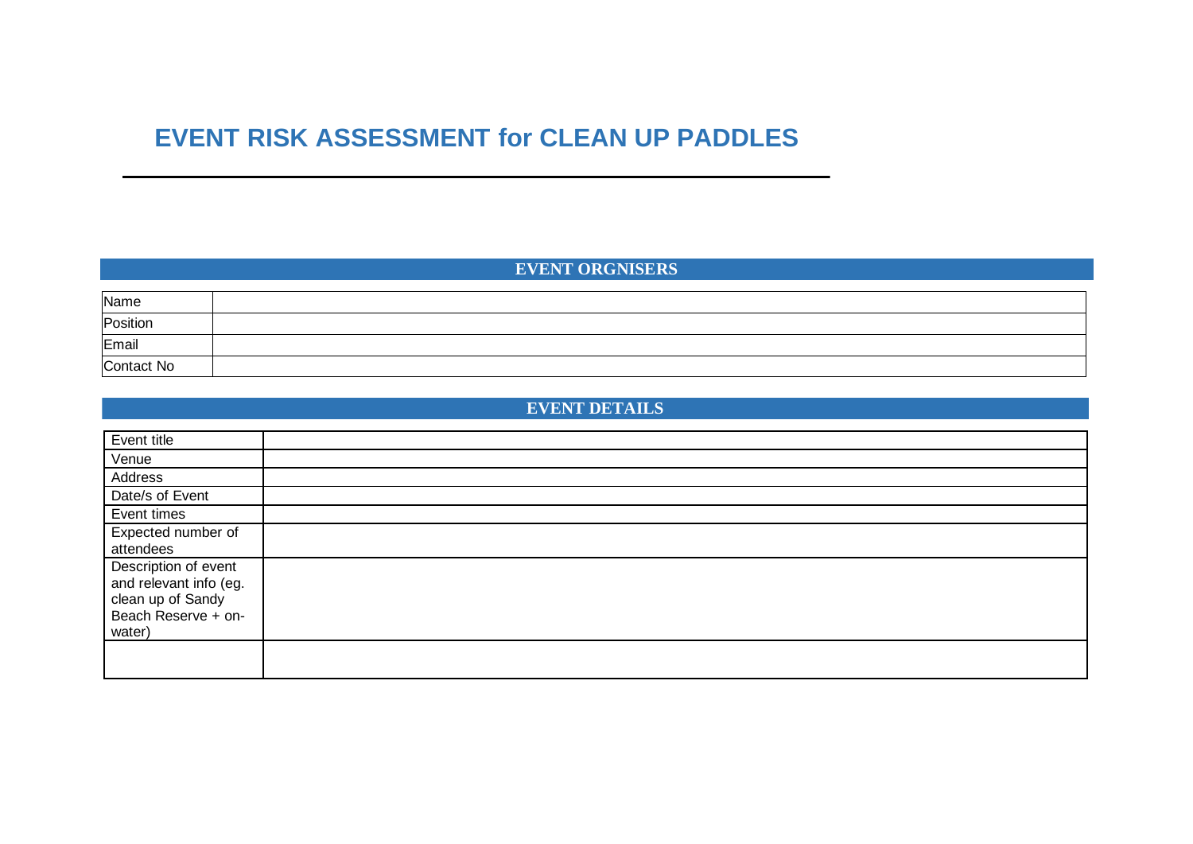# EVENT RISK ASSESSMENT for CLEAN UP PADDLES

## EVENT ORGNISERS

| Name | |
|---|---|
| Position | |
| Email | |
| Contact No | |

## EVENT DETAILS

| Event title | |
|---|---|
| Venue | |
| Address | |
| Date/s of Event | |
| Event times | |
| Expected number of attendees | |
| Description of event and relevant info (eg. clean up of Sandy Beach Reserve + on-water) | |
| | |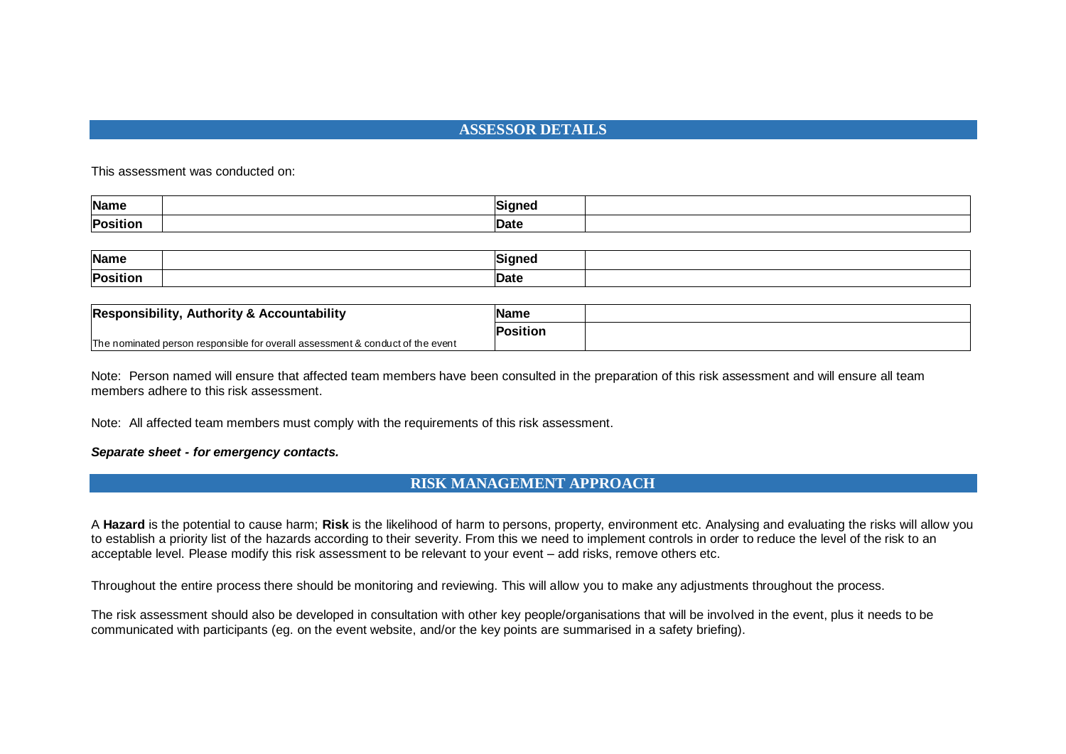## ASSESSOR DETAILS

This assessment was conducted on:

| Name | | Signed | |
|---|---|---|---|
| Position | | Date | |

| Name | | Signed | |
|---|---|---|---|
| Position | | Date | |

| Responsibility, Authority & Accountability | Name | |
|---|---|---|
| The nominated person responsible for overall assessment & conduct of the event | Position | |

Note: Person named will ensure that affected team members have been consulted in the preparation of this risk assessment and will ensure all team members adhere to this risk assessment.

Note: All affected team members must comply with the requirements of this risk assessment.

***Separate sheet - for emergency contacts.***

## RISK MANAGEMENT APPROACH

A **Hazard** is the potential to cause harm; **Risk** is the likelihood of harm to persons, property, environment etc. Analysing and evaluating the risks will allow you to establish a priority list of the hazards according to their severity. From this we need to implement controls in order to reduce the level of the risk to an acceptable level. Please modify this risk assessment to be relevant to your event – add risks, remove others etc.

Throughout the entire process there should be monitoring and reviewing. This will allow you to make any adjustments throughout the process.

The risk assessment should also be developed in consultation with other key people/organisations that will be involved in the event, plus it needs to be communicated with participants (eg. on the event website, and/or the key points are summarised in a safety briefing).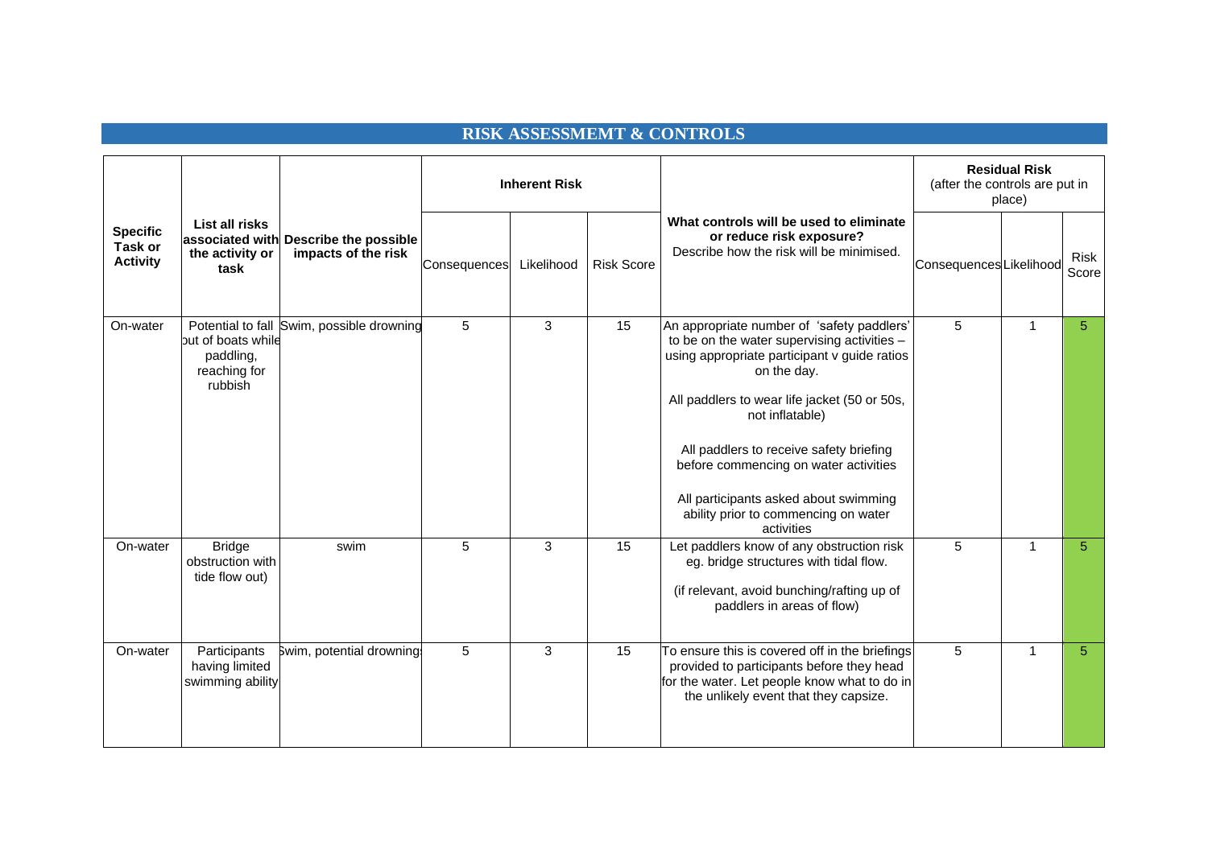## RISK ASSESSMEMT & CONTROLS

| Specific Task or Activity | List all risks associated with the activity or task | Describe the possible impacts of the risk | Inherent Risk | | | What controls will be used to eliminate or reduce risk exposure? Describe how the risk will be minimised. | Residual Risk (after the controls are put in place) | | |
|---|---|---|---|---|---|---|---|---|---|
| | | | Consequences | Likelihood | Risk Score | | Consequences | Likelihood | Risk Score |
| On-water | Potential to fall out of boats while paddling, reaching for rubbish | Swim, possible drowning | 5 | 3 | 15 | An appropriate number of 'safety paddlers' to be on the water supervising activities – using appropriate participant v guide ratios on the day.<br><br>All paddlers to wear life jacket (50 or 50s, not inflatable)<br><br>All paddlers to receive safety briefing before commencing on water activities<br><br>All participants asked about swimming ability prior to commencing on water activities | 5 | 1 | 5 |
| On-water | Bridge obstruction with tide flow out) | swim | 5 | 3 | 15 | Let paddlers know of any obstruction risk eg. bridge structures with tidal flow.<br><br>(if relevant, avoid bunching/rafting up of paddlers in areas of flow) | 5 | 1 | 5 |
| On-water | Participants having limited swimming ability | Swim, potential drowning | 5 | 3 | 15 | To ensure this is covered off in the briefings provided to participants before they head for the water. Let people know what to do in the unlikely event that they capsize. | 5 | 1 | 5 |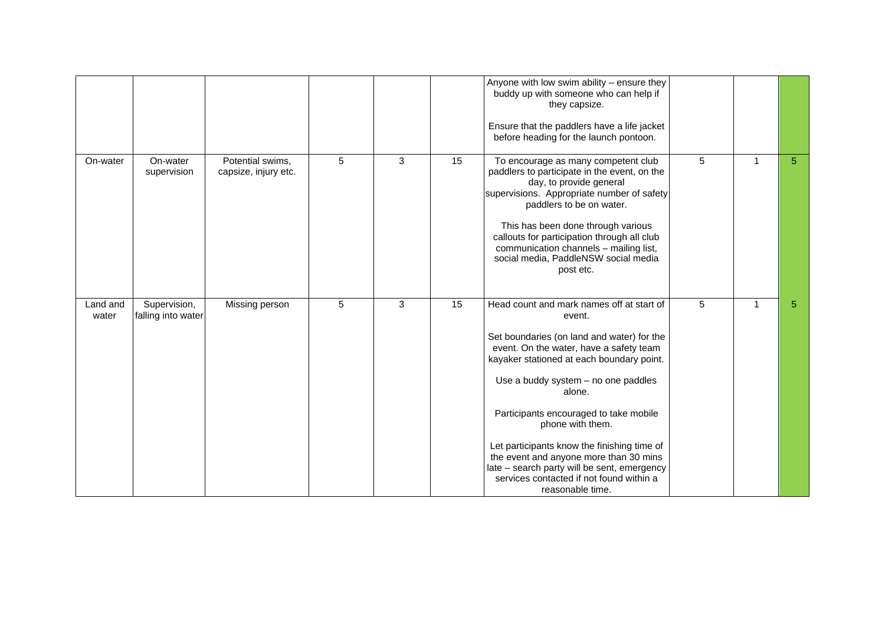|  |  |  |  |  |  |  |  |  |  |
|---|---|---|---|---|---|---|---|---|---|
|  |  |  |  |  |  | Anyone with low swim ability – ensure they buddy up with someone who can help if they capsize.<br><br>Ensure that the paddlers have a life jacket before heading for the launch pontoon. |  |  |  |
| On-water | On-water supervision | Potential swims, capsize, injury etc. | 5 | 3 | 15 | To encourage as many competent club paddlers to participate in the event, on the day, to provide general supervisions. Appropriate number of safety paddlers to be on water.<br><br>This has been done through various callouts for participation through all club communication channels – mailing list, social media, PaddleNSW social media post etc. | 5 | 1 | 5 |
| Land and water | Supervision, falling into water | Missing person | 5 | 3 | 15 | Head count and mark names off at start of event.<br><br>Set boundaries (on land and water) for the event. On the water, have a safety team kayaker stationed at each boundary point.<br><br>Use a buddy system – no one paddles alone.<br><br>Participants encouraged to take mobile phone with them.<br><br>Let participants know the finishing time of the event and anyone more than 30 mins late – search party will be sent, emergency services contacted if not found within a reasonable time. | 5 | 1 | 5 |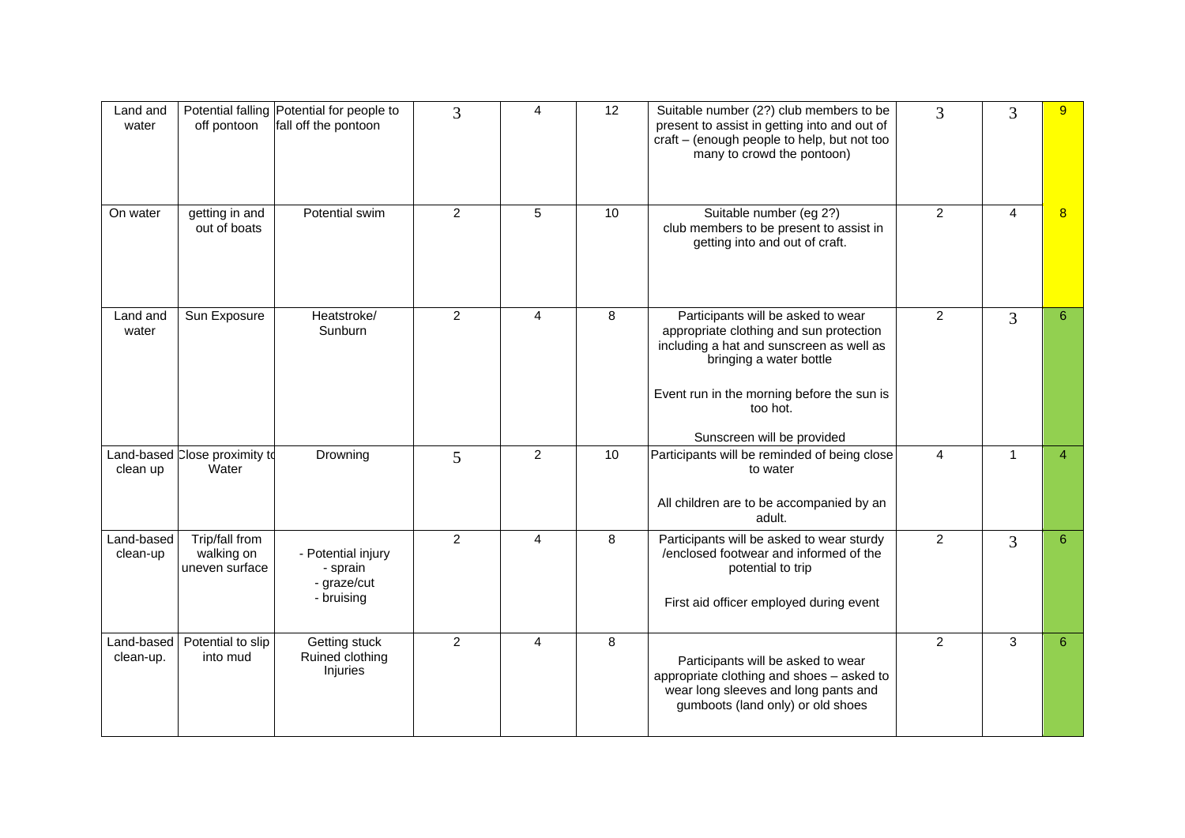| | | | | | | | | | |
|---|---|---|---|---|---|---|---|---|---|
| Land and water | Potential falling off pontoon | Potential for people to fall off the pontoon | 3 | 4 | 12 | Suitable number (2?) club members to be present to assist in getting into and out of craft – (enough people to help, but not too many to crowd the pontoon) | 3 | 3 | 9 |
| On water | getting in and out of boats | Potential swim | 2 | 5 | 10 | Suitable number (eg 2?) club members to be present to assist in getting into and out of craft. | 2 | 4 | 8 |
| Land and water | Sun Exposure | Heatstroke/ Sunburn | 2 | 4 | 8 | Participants will be asked to wear appropriate clothing and sun protection including a hat and sunscreen as well as bringing a water bottle<br><br>Event run in the morning before the sun is too hot.<br><br>Sunscreen will be provided | 2 | 3 | 6 |
| Land-based clean up | Close proximity to Water | Drowning | 5 | 2 | 10 | Participants will be reminded of being close to water<br><br>All children are to be accompanied by an adult. | 4 | 1 | 4 |
| Land-based clean-up | Trip/fall from walking on uneven surface | - Potential injury<br>- sprain<br>- graze/cut<br>- bruising | 2 | 4 | 8 | Participants will be asked to wear sturdy /enclosed footwear and informed of the potential to trip<br><br>First aid officer employed during event | 2 | 3 | 6 |
| Land-based clean-up. | Potential to slip into mud | Getting stuck<br>Ruined clothing<br>Injuries | 2 | 4 | 8 | Participants will be asked to wear appropriate clothing and shoes – asked to wear long sleeves and long pants and gumboots (land only) or old shoes | 2 | 3 | 6 |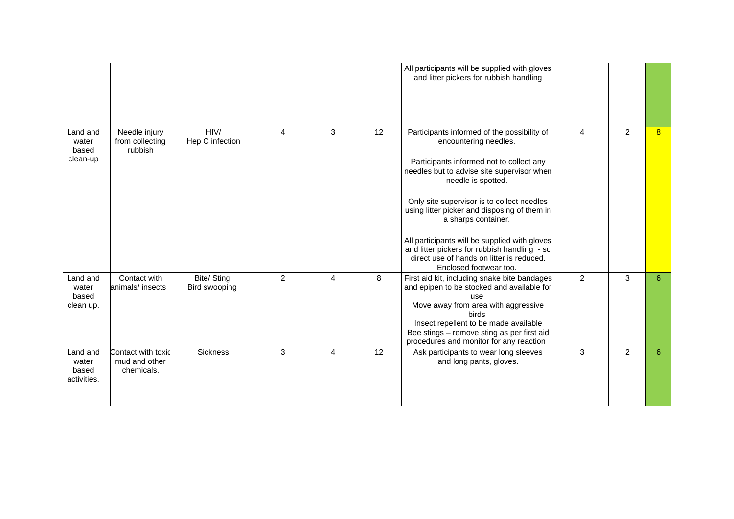| | | | | | | | | | |
|---|---|---|---|---|---|---|---|---|---|
| | | | | | | All participants will be supplied with gloves and litter pickers for rubbish handling | | | |
| Land and water based clean-up | Needle injury from collecting rubbish | HIV/ Hep C infection | 4 | 3 | 12 | Participants informed of the possibility of encountering needles.<br><br>Participants informed not to collect any needles but to advise site supervisor when needle is spotted.<br><br>Only site supervisor is to collect needles using litter picker and disposing of them in a sharps container.<br><br>All participants will be supplied with gloves and litter pickers for rubbish handling - so direct use of hands on litter is reduced. Enclosed footwear too. | 4 | 2 | 8 |
| Land and water based clean up. | Contact with animals/ insects | Bite/ Sting Bird swooping | 2 | 4 | 8 | First aid kit, including snake bite bandages and epipen to be stocked and available for use<br>Move away from area with aggressive birds<br>Insect repellent to be made available<br>Bee stings – remove sting as per first aid procedures and monitor for any reaction | 2 | 3 | 6 |
| Land and water based activities. | Contact with toxic mud and other chemicals. | Sickness | 3 | 4 | 12 | Ask participants to wear long sleeves and long pants, gloves. | 3 | 2 | 6 |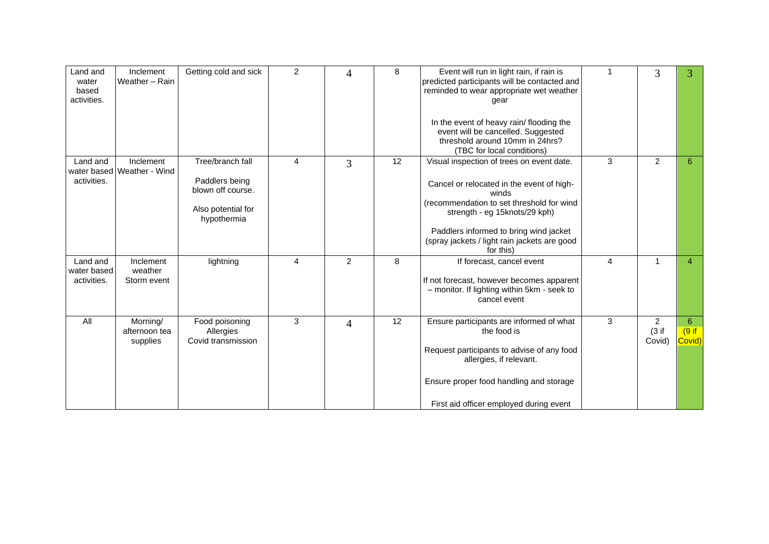| | | | | | | | | | |
|---|---|---|---|---|---|---|---|---|---|
| Land and water based activities. | Inclement Weather – Rain | Getting cold and sick | 2 | 4 | 8 | Event will run in light rain, if rain is predicted participants will be contacted and reminded to wear appropriate wet weather gear<br><br>In the event of heavy rain/ flooding the event will be cancelled. Suggested threshold around 10mm in 24hrs? (TBC for local conditions) | 1 | 3 | 3 |
| Land and water based activities. | Inclement Weather - Wind | Tree/branch fall<br><br>Paddlers being blown off course.<br><br>Also potential for hypothermia | 4 | 3 | 12 | Visual inspection of trees on event date.<br><br>Cancel or relocated in the event of high-winds (recommendation to set threshold for wind strength - eg 15knots/29 kph)<br><br>Paddlers informed to bring wind jacket (spray jackets / light rain jackets are good for this) | 3 | 2 | 6 |
| Land and water based activities. | Inclement weather Storm event | lightning | 4 | 2 | 8 | If forecast, cancel event<br><br>If not forecast, however becomes apparent – monitor. If lighting within 5km - seek to cancel event | 4 | 1 | 4 |
| All | Morning/ afternoon tea supplies | Food poisoning<br>Allergies<br>Covid transmission | 3 | 4 | 12 | Ensure participants are informed of what the food is<br><br>Request participants to advise of any food allergies, if relevant.<br><br>Ensure proper food handling and storage<br><br>First aid officer employed during event | 3 | 2 (3 if Covid) | 6 (9 if Covid) |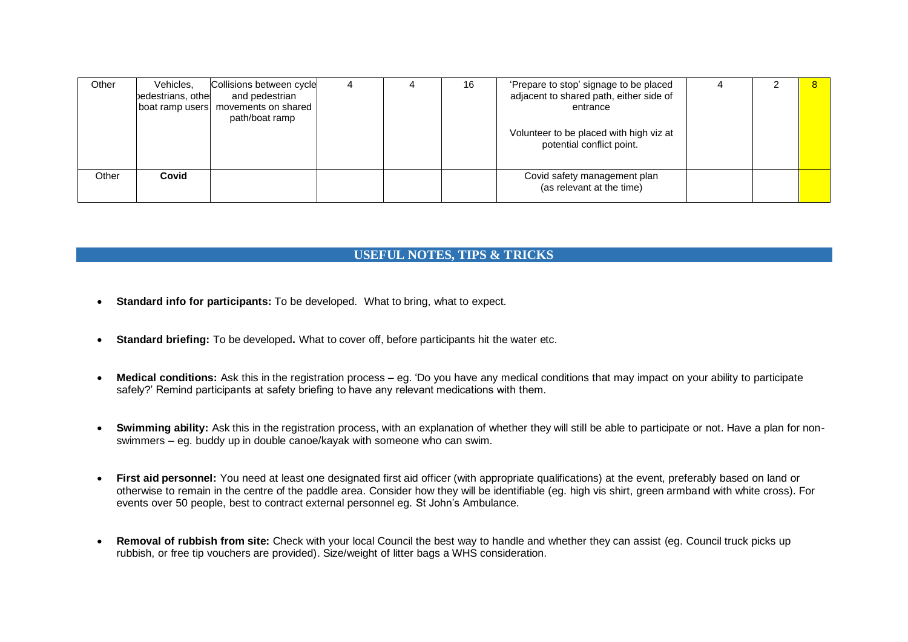| Other | Vehicles, pedestrians, other boat ramp users | Collisions between cycle and pedestrian movements on shared path/boat ramp | 4 | 4 | 16 | 'Prepare to stop' signage to be placed adjacent to shared path, either side of entrance<br><br>Volunteer to be placed with high viz at potential conflict point. | 4 | 2 | 8 |
|---|---|---|---|---|---|---|---|---|---|
| Other | **Covid** | | | | | Covid safety management plan (as relevant at the time) | | | |

## USEFUL NOTES, TIPS & TRICKS

- **Standard info for participants:** To be developed. What to bring, what to expect.
- **Standard briefing:** To be developed**.** What to cover off, before participants hit the water etc.
- **Medical conditions:** Ask this in the registration process – eg. 'Do you have any medical conditions that may impact on your ability to participate safely?' Remind participants at safety briefing to have any relevant medications with them.
- **Swimming ability:** Ask this in the registration process, with an explanation of whether they will still be able to participate or not. Have a plan for non-swimmers – eg. buddy up in double canoe/kayak with someone who can swim.
- **First aid personnel:** You need at least one designated first aid officer (with appropriate qualifications) at the event, preferably based on land or otherwise to remain in the centre of the paddle area. Consider how they will be identifiable (eg. high vis shirt, green armband with white cross). For events over 50 people, best to contract external personnel eg. St John's Ambulance.
- **Removal of rubbish from site:** Check with your local Council the best way to handle and whether they can assist (eg. Council truck picks up rubbish, or free tip vouchers are provided). Size/weight of litter bags a WHS consideration.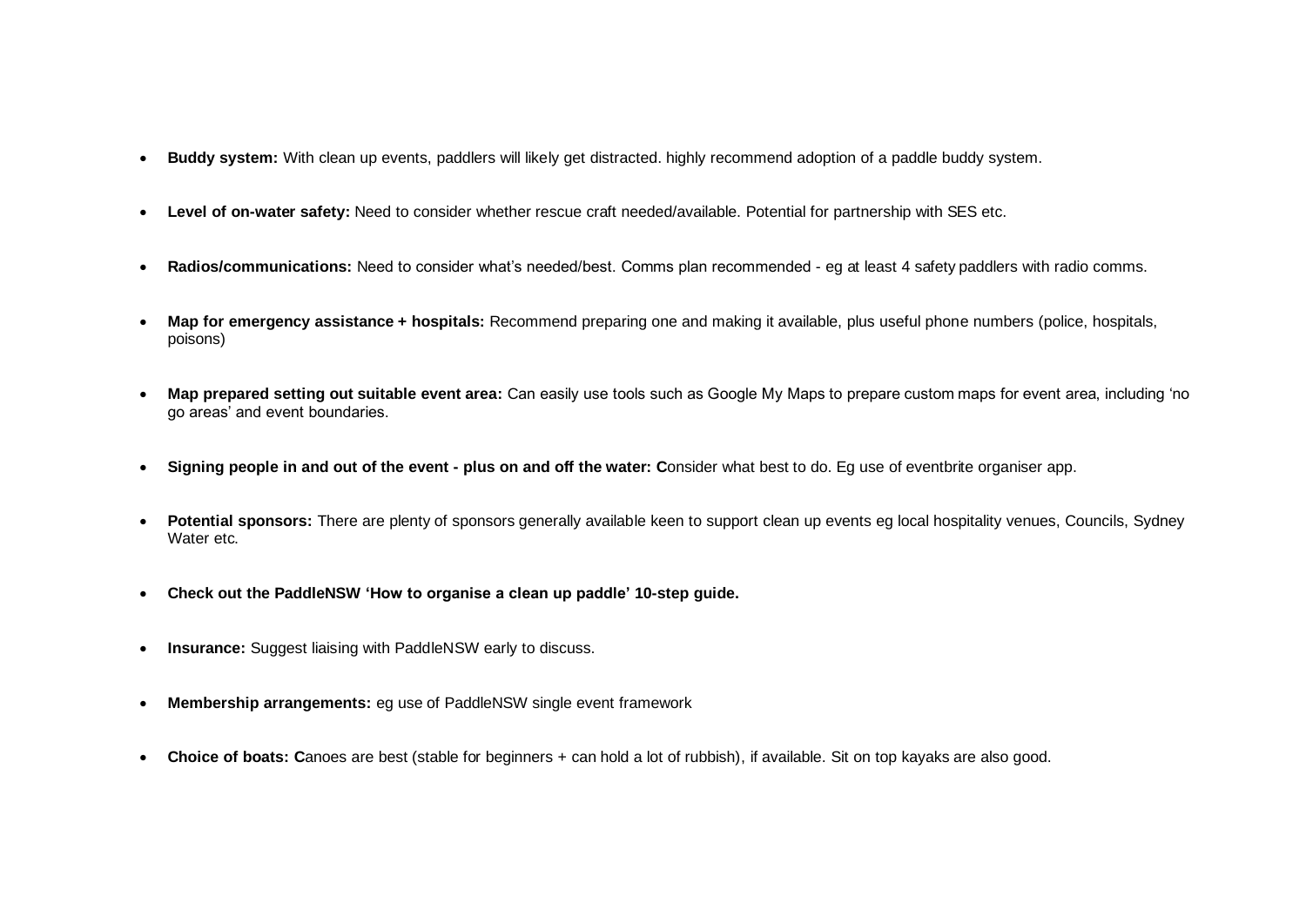- **Buddy system:** With clean up events, paddlers will likely get distracted. highly recommend adoption of a paddle buddy system.

- **Level of on-water safety:** Need to consider whether rescue craft needed/available. Potential for partnership with SES etc.

- **Radios/communications:** Need to consider what's needed/best. Comms plan recommended - eg at least 4 safety paddlers with radio comms.

- **Map for emergency assistance + hospitals:** Recommend preparing one and making it available, plus useful phone numbers (police, hospitals, poisons)

- **Map prepared setting out suitable event area:** Can easily use tools such as Google My Maps to prepare custom maps for event area, including 'no go areas' and event boundaries.

- **Signing people in and out of the event - plus on and off the water: C**onsider what best to do. Eg use of eventbrite organiser app.

- **Potential sponsors:** There are plenty of sponsors generally available keen to support clean up events eg local hospitality venues, Councils, Sydney Water etc.

- **Check out the PaddleNSW 'How to organise a clean up paddle' 10-step guide.**

- **Insurance:** Suggest liaising with PaddleNSW early to discuss.

- **Membership arrangements:** eg use of PaddleNSW single event framework

- **Choice of boats: C**anoes are best (stable for beginners + can hold a lot of rubbish), if available. Sit on top kayaks are also good.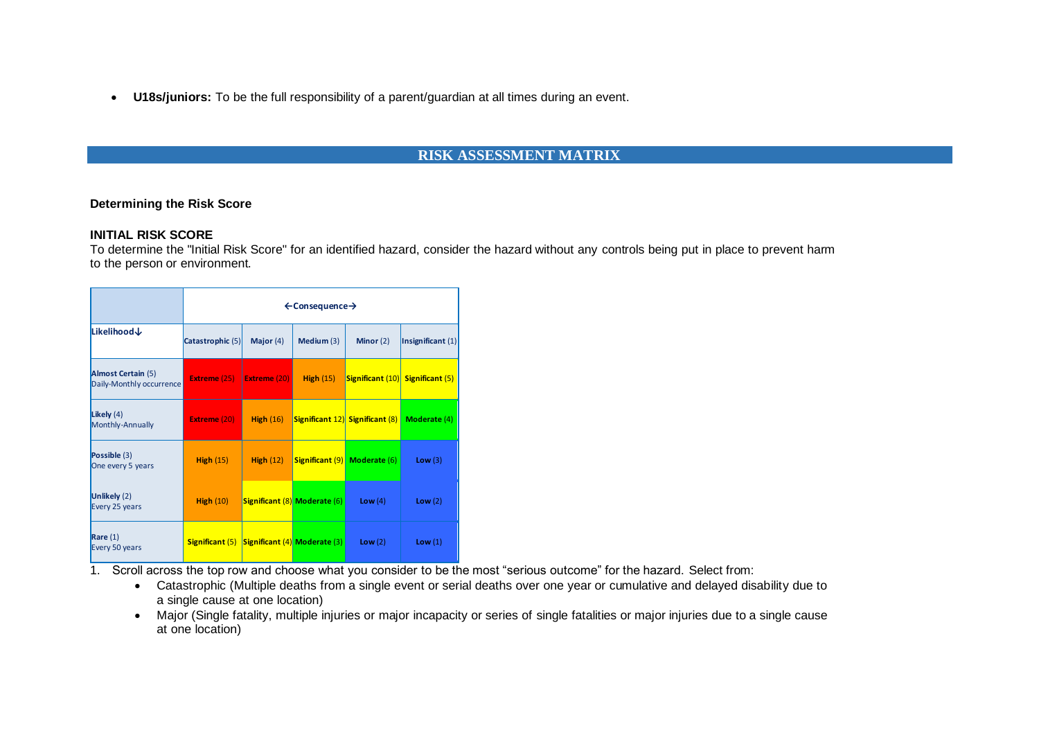- **U18s/juniors:** To be the full responsibility of a parent/guardian at all times during an event.

## RISK ASSESSMENT MATRIX

**Determining the Risk Score**

**INITIAL RISK SCORE**

To determine the "Initial Risk Score" for an identified hazard, consider the hazard without any controls being put in place to prevent harm to the person or environment.

| | ←Consequence→ | | | | |
|---|---|---|---|---|---|
| **Likelihood↓** | **Catastrophic** (5) | **Major** (4) | **Medium** (3) | **Minor** (2) | **Insignificant** (1) |
| **Almost Certain** (5) Daily-Monthly occurrence | **Extreme** (25) | **Extreme** (20) | **High** (15) | **Significant** (10) | **Significant** (5) |
| **Likely** (4) Monthly-Annually | **Extreme** (20) | **High** (16) | **Significant** 12) | **Significant** (8) | **Moderate** (4) |
| **Possible** (3) One every 5 years | **High** (15) | **High** (12) | **Significant** (9) | **Moderate** (6) | **Low** (3) |
| **Unlikely** (2) Every 25 years | **High** (10) | **Significant** (8) | **Moderate** (6) | **Low** (4) | **Low** (2) |
| **Rare** (1) Every 50 years | **Significant** (5) | **Significant** (4) | **Moderate** (3) | **Low** (2) | **Low** (1) |

1. Scroll across the top row and choose what you consider to be the most "serious outcome" for the hazard. Select from:
   - Catastrophic (Multiple deaths from a single event or serial deaths over one year or cumulative and delayed disability due to a single cause at one location)
   - Major (Single fatality, multiple injuries or major incapacity or series of single fatalities or major injuries due to a single cause at one location)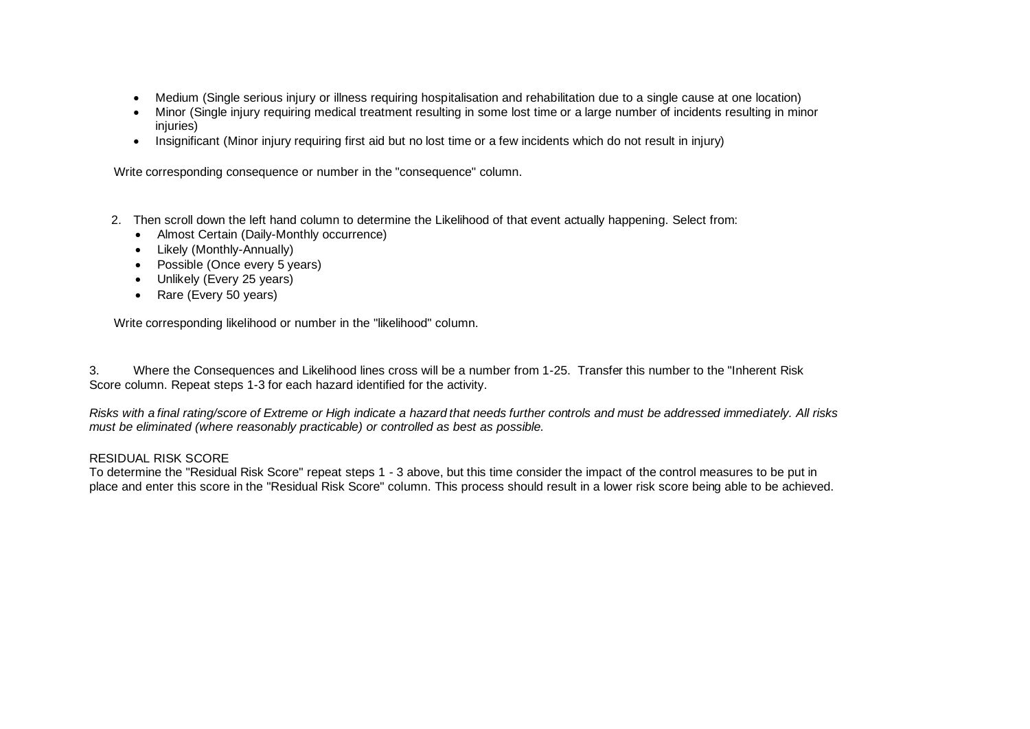- Medium (Single serious injury or illness requiring hospitalisation and rehabilitation due to a single cause at one location)
- Minor (Single injury requiring medical treatment resulting in some lost time or a large number of incidents resulting in minor injuries)
- Insignificant (Minor injury requiring first aid but no lost time or a few incidents which do not result in injury)

Write corresponding consequence or number in the "consequence" column.

2. Then scroll down the left hand column to determine the Likelihood of that event actually happening. Select from:
   - Almost Certain (Daily-Monthly occurrence)
   - Likely (Monthly-Annually)
   - Possible (Once every 5 years)
   - Unlikely (Every 25 years)
   - Rare (Every 50 years)

Write corresponding likelihood or number in the "likelihood" column.

3. Where the Consequences and Likelihood lines cross will be a number from 1-25. Transfer this number to the "Inherent Risk Score column. Repeat steps 1-3 for each hazard identified for the activity.

*Risks with a final rating/score of Extreme or High indicate a hazard that needs further controls and must be addressed immediately. All risks must be eliminated (where reasonably practicable) or controlled as best as possible.*

RESIDUAL RISK SCORE

To determine the "Residual Risk Score" repeat steps 1 - 3 above, but this time consider the impact of the control measures to be put in place and enter this score in the "Residual Risk Score" column. This process should result in a lower risk score being able to be achieved.